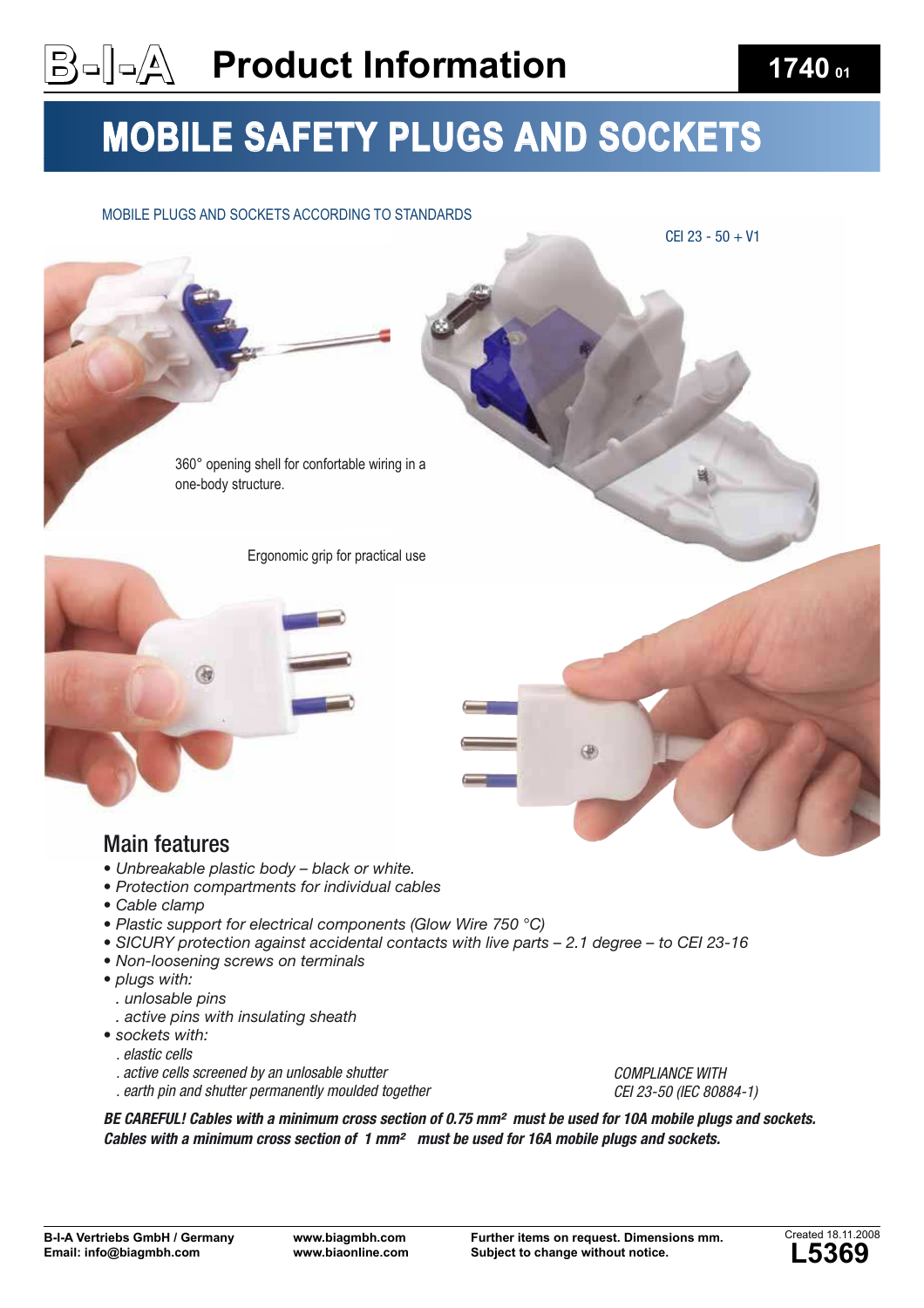# Product Information

1740 01

# MOBILE SAFETY PLUGS AND SOCKETS

MOBILE PLUGS AND SOCKETS ACCORDING TO STANDARDS

CEI 23 - 50 + V1

360° opening shell for confortable wiring in a one-body structure.

Ergonomic grip for practical use

## Main features

- *Unbreakable plastic body – black or white.*
- *Protection compartments for individual cables*
- *Cable clamp*
- *Plastic support for electrical components (Glow Wire 750 °C)*
- *SICURY protection against accidental contacts with live parts – 2.1 degree – to CEI 23-16*
- *Non-loosening screws on terminals*
- *plugs with:*
  - *. unlosable pins*
  - *. active pins with insulating sheath*
- *sockets with:*
  - *. elastic cells*
  - *. active cells screened by an unlosable shutter*
  - *. earth pin and shutter permanently moulded together*

*COMPLIANCE WITH CEI 23-50 (IEC 80884-1)*

***BE CAREFUL! Cables with a minimum cross section of 0.75 mm² must be used for 10A mobile plugs and sockets. Cables with a minimum cross section of 1 mm² must be used for 16A mobile plugs and sockets.***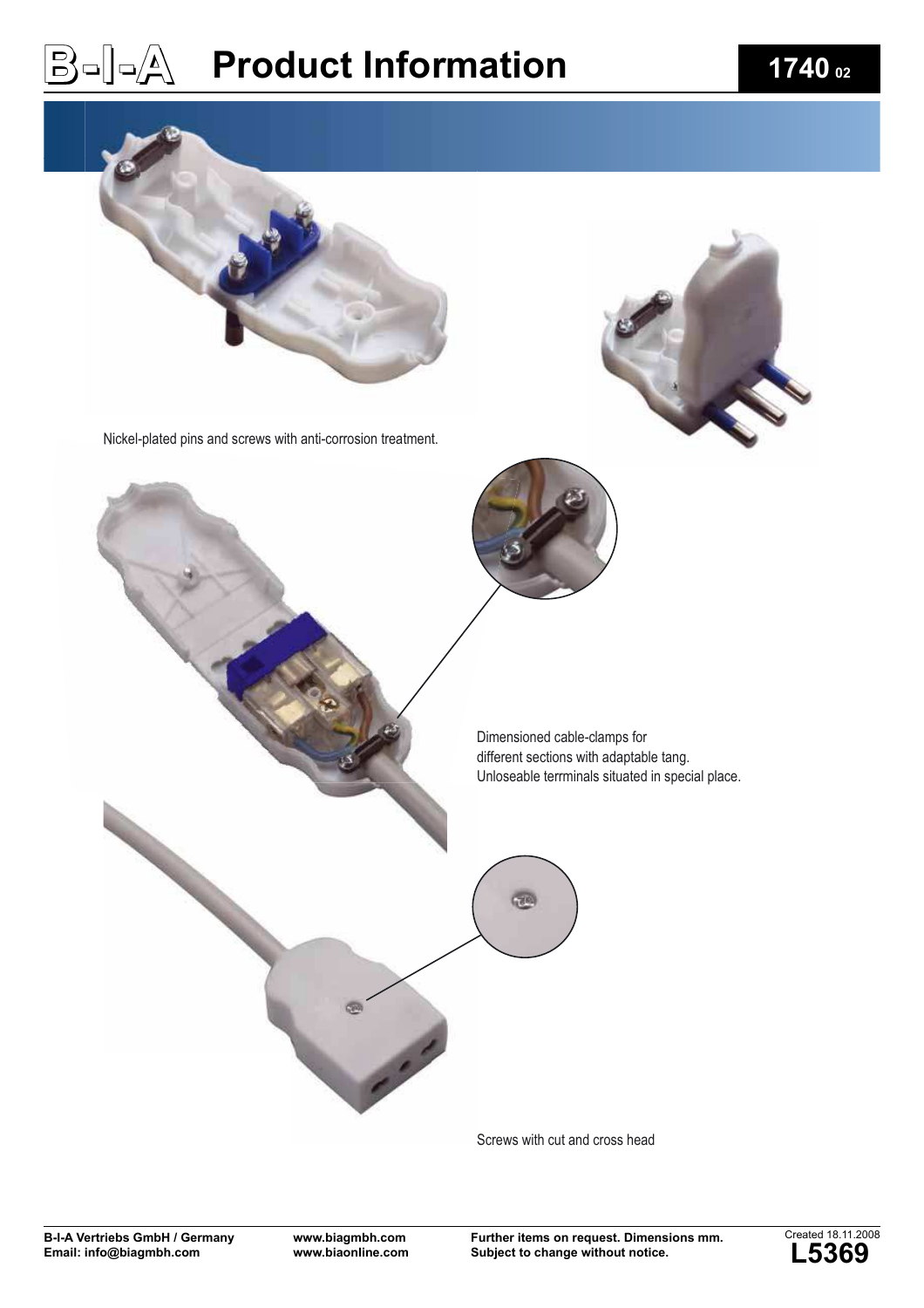# Product Information

1740 02

Nickel-plated pins and screws with anti-corrosion treatment.

Dimensioned cable-clamps for
different sections with adaptable tang.
Unloseable terrminals situated in special place.

Screws with cut and cross head

B-I-A Vertriebs GmbH / Germany
Email: info@biagmbh.com

www.biagmbh.com
www.biaonline.com

Further items on request. Dimensions mm.
Subject to change without notice.

Created 18.11.2008
L5369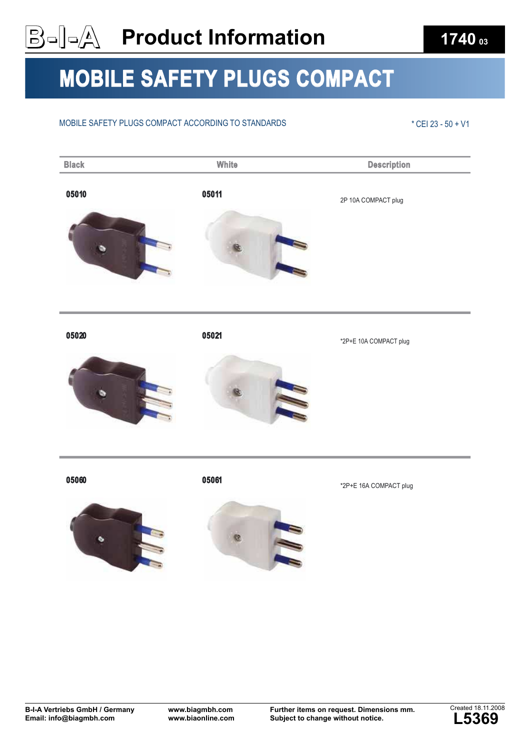# Product Information

1740 03

## MOBILE SAFETY PLUGS COMPACT

MOBILE SAFETY PLUGS COMPACT ACCORDING TO STANDARDS

* CEI 23 - 50 + V1

| Black | White | Description |
|---|---|---|
| 05010 | 05011 | 2P 10A COMPACT plug |
| 05020 | 05021 | *2P+E 10A COMPACT plug |
| 05060 | 05061 | *2P+E 16A COMPACT plug |

**B-I-A Vertriebs GmbH / Germany**
**Email: info@biagmbh.com**

**www.biagmbh.com**
**www.biaonline.com**

**Further items on request. Dimensions mm.**
**Subject to change without notice.**

Created 18.11.2008
**L5369**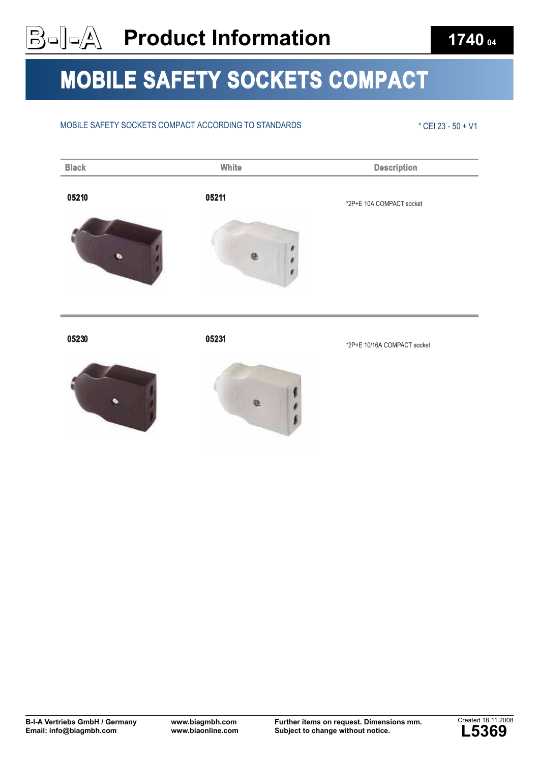# MOBILE SAFETY SOCKETS COMPACT

MOBILE SAFETY SOCKETS COMPACT ACCORDING TO STANDARDS

* CEI 23 - 50 + V1

| Black | White | Description |
|---|---|---|
| 05210 | 05211 | *2P+E 10A COMPACT socket |
| 05230 | 05231 | *2P+E 10/16A COMPACT socket |

B-I-A Vertriebs GmbH / Germany
Email: info@biagmbh.com

www.biagmbh.com
www.biaonline.com

Further items on request. Dimensions mm.
Subject to change without notice.

Created 18.11.2008
L5369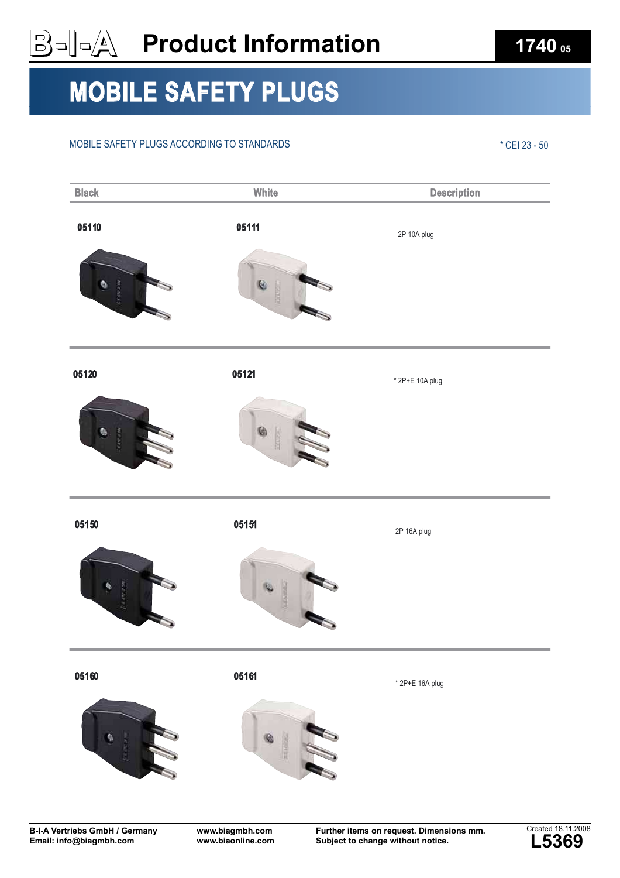# Product Information

**1740 05**

## MOBILE SAFETY PLUGS

MOBILE SAFETY PLUGS ACCORDING TO STANDARDS

* CEI 23 - 50

| Black | White | Description |
| --- | --- | --- |
| 05110 | 05111 | 2P 10A plug |
| 05120 | 05121 | * 2P+E 10A plug |
| 05150 | 05151 | 2P 16A plug |
| 05160 | 05161 | * 2P+E 16A plug |

B-I-A Vertriebs GmbH / Germany
Email: info@biagmbh.com

www.biagmbh.com
www.biaonline.com

Further items on request. Dimensions mm.
Subject to change without notice.

Created 18.11.2008
L5369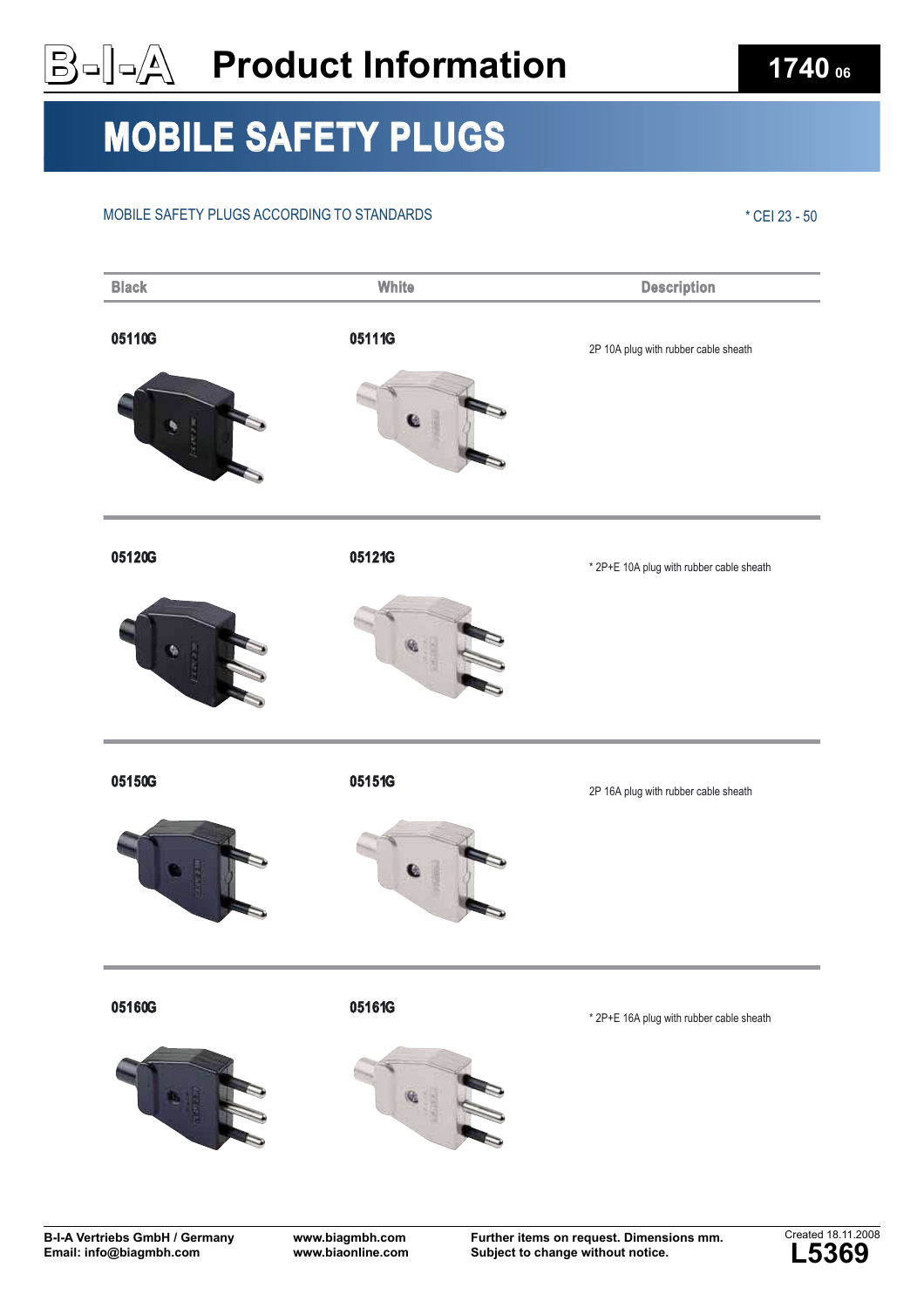# Product Information

**1740 06**

# MOBILE SAFETY PLUGS

MOBILE SAFETY PLUGS ACCORDING TO STANDARDS

* CEI 23 - 50

| Black | White | Description |
|---|---|---|
| 05110G | 05111G | 2P 10A plug with rubber cable sheath |
| 05120G | 05121G | * 2P+E 10A plug with rubber cable sheath |
| 05150G | 05151G | 2P 16A plug with rubber cable sheath |
| 05160G | 05161G | * 2P+E 16A plug with rubber cable sheath |

**B-I-A Vertriebs GmbH / Germany**
**Email: info@biagmbh.com**

**www.biagmbh.com**
**www.biaonline.com**

**Further items on request. Dimensions mm.**
**Subject to change without notice.**

Created 18.11.2008
**L5369**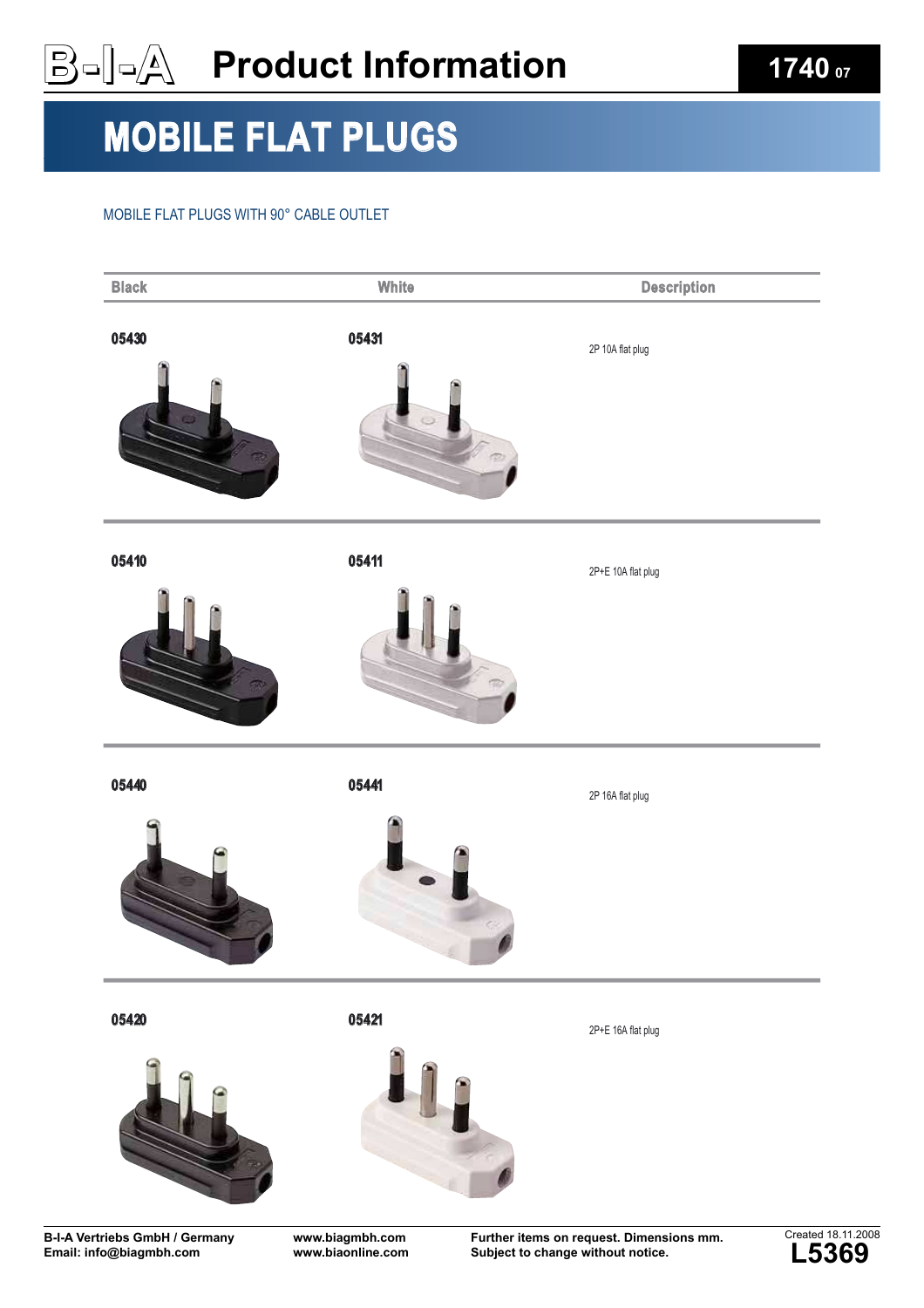# B-I-A Product Information

**1740 07**

# MOBILE FLAT PLUGS

MOBILE FLAT PLUGS WITH 90° CABLE OUTLET

| Black | White | Description |
|---|---|---|
| 05430 | 05431 | 2P 10A flat plug |
| 05410 | 05411 | 2P+E 10A flat plug |
| 05440 | 05441 | 2P 16A flat plug |
| 05420 | 05421 | 2P+E 16A flat plug |

**B-I-A Vertriebs GmbH / Germany**
**Email: info@biagmbh.com**

**www.biagmbh.com**
**www.biaonline.com**

**Further items on request. Dimensions mm.**
**Subject to change without notice.**

Created 18.11.2008
**L5369**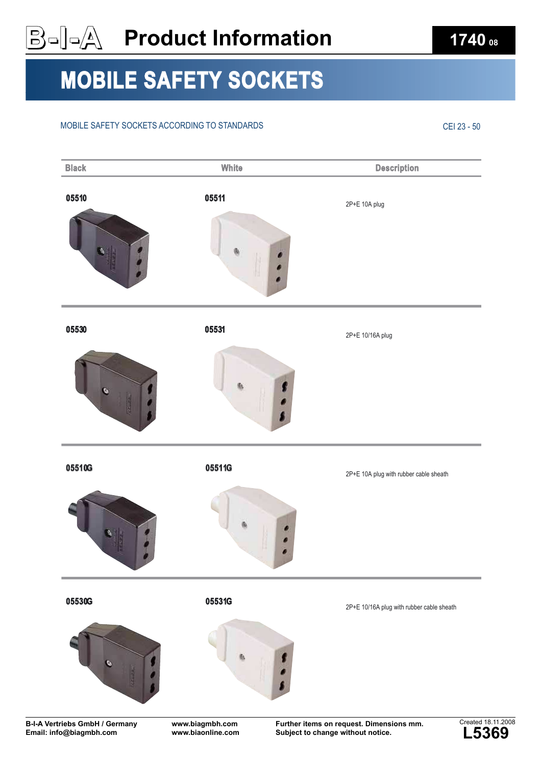# B-I-A Product Information

**1740** 08

# MOBILE SAFETY SOCKETS

MOBILE SAFETY SOCKETS ACCORDING TO STANDARDS

CEI 23 - 50

| Black | White | Description |
|---|---|---|
| 05510 | 05511 | 2P+E 10A plug |
| 05530 | 05531 | 2P+E 10/16A plug |
| 05510G | 05511G | 2P+E 10A plug with rubber cable sheath |
| 05530G | 05531G | 2P+E 10/16A plug with rubber cable sheath |

**B-I-A Vertriebs GmbH / Germany**
**Email: info@biagmbh.com**

**www.biagmbh.com**
**www.biaonline.com**

**Further items on request. Dimensions mm.**
**Subject to change without notice.**

Created 18.11.2008
**L5369**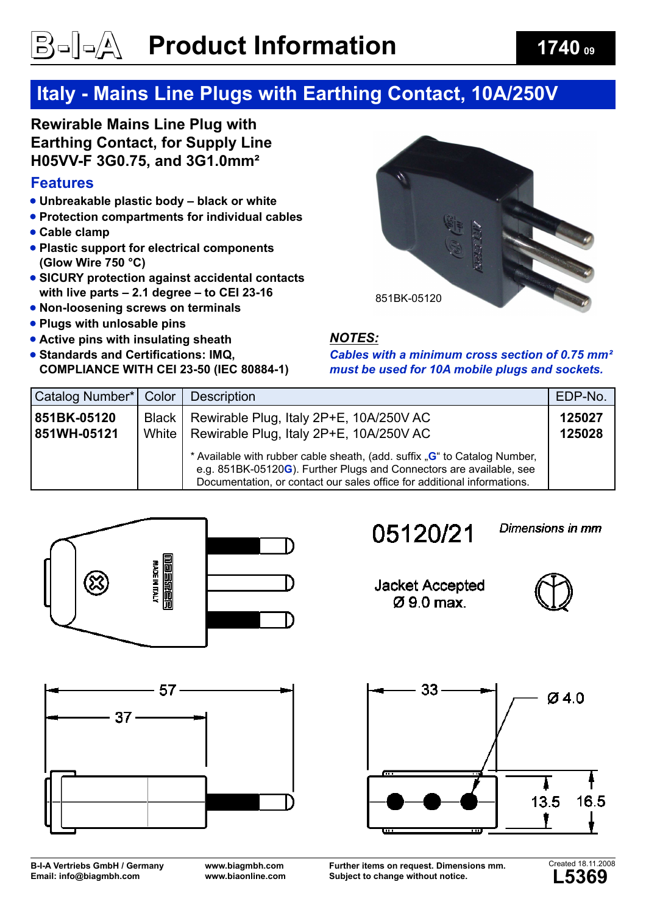# B-I-A Product Information

**1740 09**

## Italy - Mains Line Plugs with Earthing Contact, 10A/250V

### Rewirable Mains Line Plug with Earthing Contact, for Supply Line H05VV-F 3G0.75, and 3G1.0mm²

### Features

- Unbreakable plastic body – black or white
- Protection compartments for individual cables
- Cable clamp
- Plastic support for electrical components (Glow Wire 750 °C)
- SICURY protection against accidental contacts with live parts – 2.1 degree – to CEI 23-16
- Non-loosening screws on terminals
- Plugs with unlosable pins
- Active pins with insulating sheath
- Standards and Certifications: IMQ, COMPLIANCE WITH CEI 23-50 (IEC 80884-1)

851BK-05120

***NOTES:***

***Cables with a minimum cross section of 0.75 mm² must be used for 10A mobile plugs and sockets.***

| Catalog Number* | Color | Description | EDP-No. |
|---|---|---|---|
| **851BK-05120** | Black | Rewirable Plug, Italy 2P+E, 10A/250V AC | **125027** |
| **851WH-05121** | White | Rewirable Plug, Italy 2P+E, 10A/250V AC | **125028** |
| | | * Available with rubber cable sheath, (add. suffix „**G**“ to Catalog Number, e.g. 851BK-05120**G**). Further Plugs and Connectors are available, see Documentation, or contact our sales office for additional informations. | |

05120/21

*Dimensions in mm*

Jacket Accepted
Ø 9.0 max.

MADE IN ITALY

57

37

33

Ø 4.0

13.5

16.5

B-I-A Vertriebs GmbH / Germany
Email: info@biagmbh.com

www.biagmbh.com
www.biaonline.com

Further items on request. Dimensions mm.
Subject to change without notice.

Created 18.11.2008
**L5369**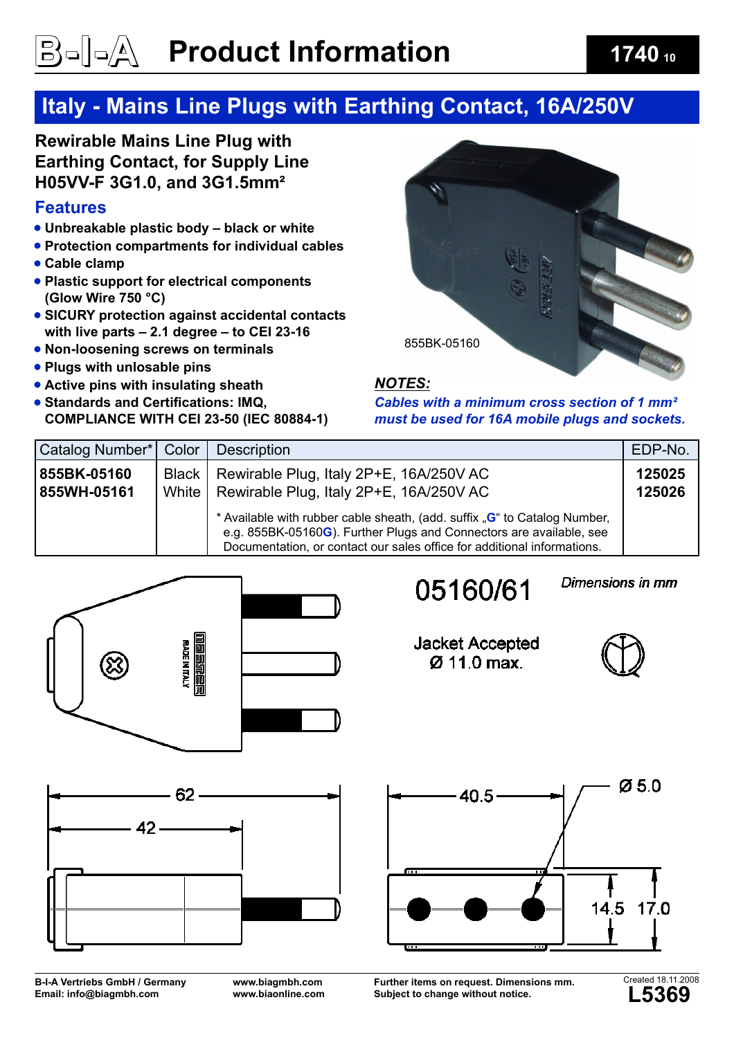# Product Information

# Italy - Mains Line Plugs with Earthing Contact, 16A/250V

### Rewirable Mains Line Plug with Earthing Contact, for Supply Line H05VV-F 3G1.0, and 3G1.5mm²

## Features

- Unbreakable plastic body – black or white
- Protection compartments for individual cables
- Cable clamp
- Plastic support for electrical components (Glow Wire 750 °C)
- SICURY protection against accidental contacts with live parts – 2.1 degree – to CEI 23-16
- Non-loosening screws on terminals
- Plugs with unlosable pins
- Active pins with insulating sheath
- Standards and Certifications: IMQ, COMPLIANCE WITH CEI 23-50 (IEC 80884-1)

855BK-05160

***NOTES:***

***Cables with a minimum cross section of 1 mm² must be used for 16A mobile plugs and sockets.***

| Catalog Number* | Color | Description | EDP-No. |
|---|---|---|---|
| **855BK-05160** | Black | Rewirable Plug, Italy 2P+E, 16A/250V AC | **125025** |
| **855WH-05161** | White | Rewirable Plug, Italy 2P+E, 16A/250V AC | **125026** |
| | | * Available with rubber cable sheath, (add. suffix „**G**“ to Catalog Number, e.g. 855BK-05160**G**). Further Plugs and Connectors are available, see Documentation, or contact our sales office for additional informations. | |

05160/61

*Dimensions in mm*

Jacket Accepted
Ø 11.0 max.

62
42
40.5
Ø 5.0
14.5
17.0

B-I-A Vertriebs GmbH / Germany
Email: info@biagmbh.com

www.biagmbh.com
www.biaonline.com

Further items on request. Dimensions mm.
Subject to change without notice.

Created 18.11.2008
L5369